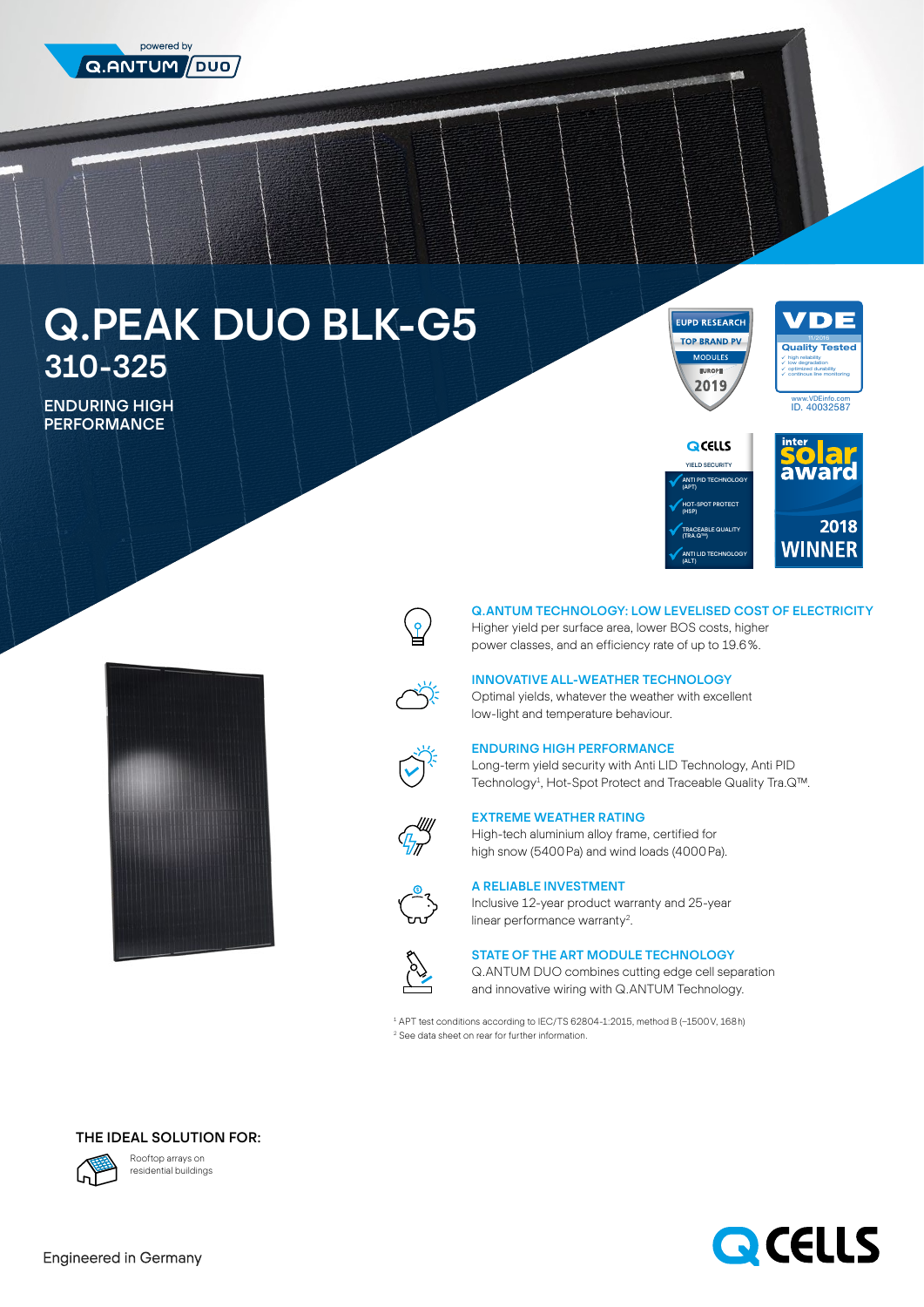powered by Q.ANTUM DUO

# Q.PEAK DUO BLK-G5

## 310-325

**ENDURING HIGH PERFORMANCE**

EUPD RESEARCH TOP BRAND PV MODULES EUROPE 2019

VDE 11/2018 Quality Tested
- high reliability
- low degradation
- optimized durability
- continuous line monitoring

www.VDEinfo.com ID. 40032587

Q CELLS YIELD SECURITY
- ANTI PID TECHNOLOGY (APT)
- HOT-SPOT PROTECT (HSP)
- TRACEABLE QUALITY (TRA.Q™)
- ANTI LID TECHNOLOGY (ALT)

intersolar award 2018 WINNER

### Q.ANTUM TECHNOLOGY: LOW LEVELISED COST OF ELECTRICITY

Higher yield per surface area, lower BOS costs, higher power classes, and an efficiency rate of up to 19.6%.

### INNOVATIVE ALL-WEATHER TECHNOLOGY

Optimal yields, whatever the weather with excellent low-light and temperature behaviour.

### ENDURING HIGH PERFORMANCE

Long-term yield security with Anti LID Technology, Anti PID Technology[1], Hot-Spot Protect and Traceable Quality Tra.Q™.

### EXTREME WEATHER RATING

High-tech aluminium alloy frame, certified for high snow (5400 Pa) and wind loads (4000 Pa).

### A RELIABLE INVESTMENT

Inclusive 12-year product warranty and 25-year linear performance warranty[2].

### STATE OF THE ART MODULE TECHNOLOGY

Q.ANTUM DUO combines cutting edge cell separation and innovative wiring with Q.ANTUM Technology.

[1] APT test conditions according to IEC/TS 62804-1:2015, method B (−1500 V, 168 h)
[2] See data sheet on rear for further information.

**THE IDEAL SOLUTION FOR:**

Rooftop arrays on residential buildings

Engineered in Germany

Q CELLS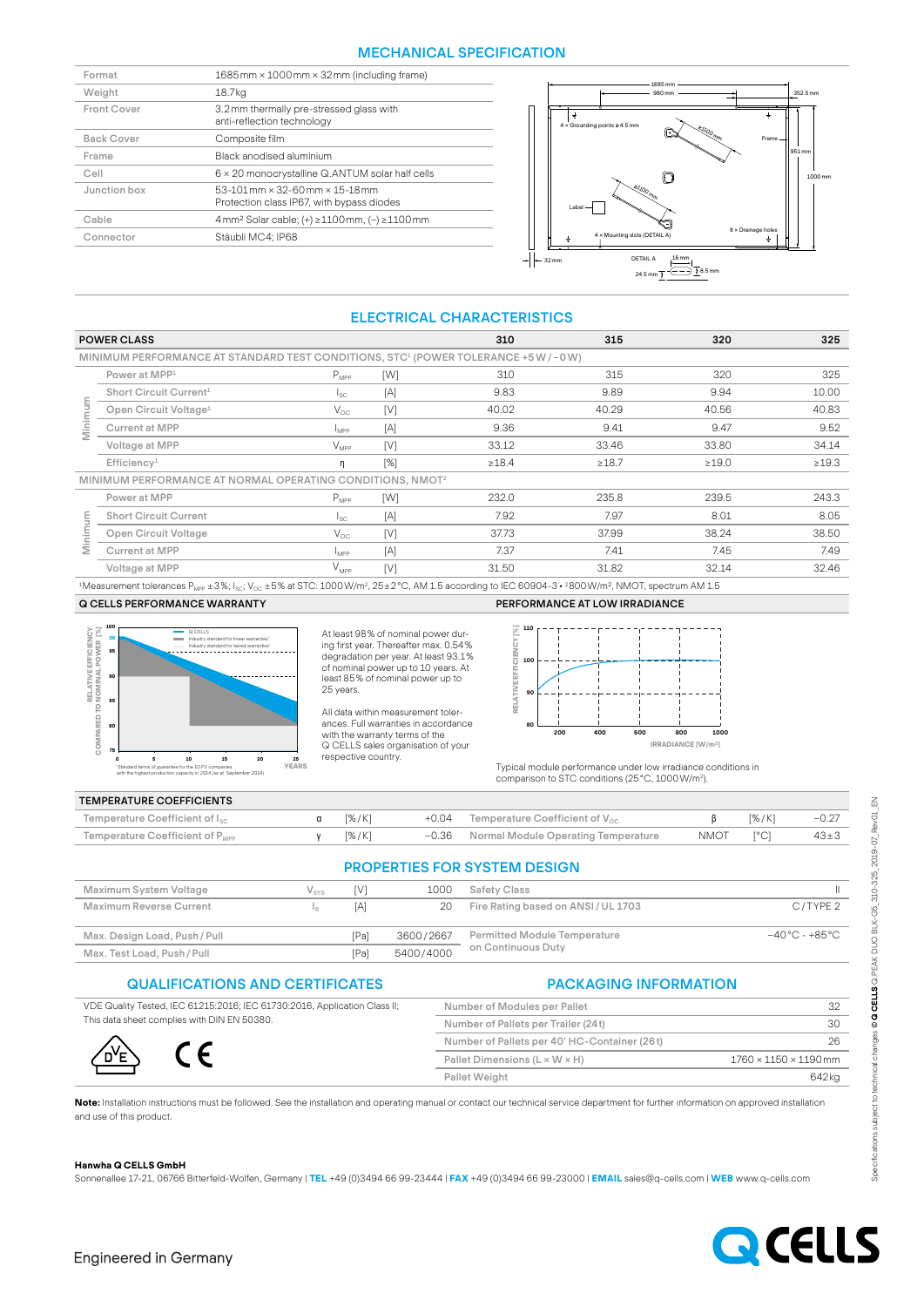## MECHANICAL SPECIFICATION

| | |
|---|---|
| Format | 1685mm × 1000mm × 32mm (including frame) |
| Weight | 18.7kg |
| Front Cover | 3.2mm thermally pre-stressed glass with anti-reflection technology |
| Back Cover | Composite film |
| Frame | Black anodised aluminium |
| Cell | 6 × 20 monocrystalline Q.ANTUM solar half cells |
| Junction box | 53-101mm × 32-60mm × 15-18mm<br>Protection class IP67, with bypass diodes |
| Cable | 4mm² Solar cable; (+) ≥1100mm, (−) ≥1100mm |
| Connector | Stäubli MC4; IP68 |

1685 mm
980 mm
352.5 mm
4 × Grounding points ø 4.5 mm
≥1100 mm
Frame
951 mm
1000 mm
Label
≥1100 mm
4 × Mounting slots (DETAIL A)
8 × Drainage holes
32 mm
DETAIL A
16 mm
24.5 mm
8.5 mm

## ELECTRICAL CHARACTERISTICS

| POWER CLASS | | | | 310 | 315 | 320 | 325 |
|---|---|---|---|---|---|---|---|
| MINIMUM PERFORMANCE AT STANDARD TEST CONDITIONS, STC[1] (POWER TOLERANCE +5W/−0W) | | | | | | | |
| Minimum | Power at MPP[1] | $P_{MPP}$ | [W] | 310 | 315 | 320 | 325 |
| | Short Circuit Current[1] | $I_{SC}$ | [A] | 9.83 | 9.89 | 9.94 | 10.00 |
| | Open Circuit Voltage[1] | $V_{OC}$ | [V] | 40.02 | 40.29 | 40.56 | 40.83 |
| | Current at MPP | $I_{MPP}$ | [A] | 9.36 | 9.41 | 9.47 | 9.52 |
| | Voltage at MPP | $V_{MPP}$ | [V] | 33.12 | 33.46 | 33.80 | 34.14 |
| | Efficiency[1] | η | [%] | ≥18.4 | ≥18.7 | ≥19.0 | ≥19.3 |
| MINIMUM PERFORMANCE AT NORMAL OPERATING CONDITIONS, NMOT[2] | | | | | | | |
| Minimum | Power at MPP | $P_{MPP}$ | [W] | 232.0 | 235.8 | 239.5 | 243.3 |
| | Short Circuit Current | $I_{SC}$ | [A] | 7.92 | 7.97 | 8.01 | 8.05 |
| | Open Circuit Voltage | $V_{OC}$ | [V] | 37.73 | 37.99 | 38.24 | 38.50 |
| | Current at MPP | $I_{MPP}$ | [A] | 7.37 | 7.41 | 7.45 | 7.49 |
| | Voltage at MPP | $V_{MPP}$ | [V] | 31.50 | 31.82 | 32.14 | 32.46 |

[1]Measurement tolerances $P_{MPP}$ ±3%; $I_{SC}$; $V_{OC}$ ±5% at STC: 1000W/m², 25±2°C, AM 1.5 according to IEC 60904-3 • [2]800W/m², NMOT, spectrum AM 1.5

### Q CELLS PERFORMANCE WARRANTY

RELATIVE EFFICIENCY COMPARED TO NOMINAL POWER [%]
Q CELLS
Industry standard for linear warranties*
Industry standard for tiered warranties*
100
95
90
85
80
75
0 5 10 15 20 25
YEARS
*Standard terms of guarantee for the 10 PV companies with the highest production capacity in 2014 (as at: September 2014)

At least 98% of nominal power during first year. Thereafter max. 0.54% degradation per year. At least 93.1% of nominal power up to 10 years. At least 85% of nominal power up to 25 years.

All data within measurement tolerances. Full warranties in accordance with the warranty terms of the Q CELLS sales organisation of your respective country.

### PERFORMANCE AT LOW IRRADIANCE

RELATIVE EFFICIENCY [%]
110
100
90
80
200 400 600 800 1000
IRRADIANCE [W/m²]

Typical module performance under low irradiance conditions in comparison to STC conditions (25°C, 1000W/m²).

### TEMPERATURE COEFFICIENTS

| | | | | | | | |
|---|---|---|---|---|---|---|---|
| Temperature Coefficient of $I_{SC}$ | α | [%/K] | +0.04 | Temperature Coefficient of $V_{OC}$ | β | [%/K] | −0.27 |
| Temperature Coefficient of $P_{MPP}$ | γ | [%/K] | −0.36 | Normal Module Operating Temperature | NMOT | [°C] | 43±3 |

## PROPERTIES FOR SYSTEM DESIGN

| | | | | | |
|---|---|---|---|---|---|
| Maximum System Voltage | $V_{SYS}$ | [V] | 1000 | Safety Class | II |
| Maximum Reverse Current | $I_R$ | [A] | 20 | Fire Rating based on ANSI/UL 1703 | C/TYPE 2 |
| Max. Design Load, Push/Pull | | [Pa] | 3600/2667 | Permitted Module Temperature on Continuous Duty | −40°C - +85°C |
| Max. Test Load, Push/Pull | | [Pa] | 5400/4000 | | |

## QUALIFICATIONS AND CERTIFICATES

VDE Quality Tested, IEC 61215:2016; IEC 61730:2016, Application Class II; This data sheet complies with DIN EN 50380.

## PACKAGING INFORMATION

| | |
|---|---|
| Number of Modules per Pallet | 32 |
| Number of Pallets per Trailer (24t) | 30 |
| Number of Pallets per 40' HC-Container (26t) | 26 |
| Pallet Dimensions (L × W × H) | 1760 × 1150 × 1190mm |
| Pallet Weight | 642kg |

**Note:** Installation instructions must be followed. See the installation and operating manual or contact our technical service department for further information on approved installation and use of this product.

**Hanwha Q CELLS GmbH**

Sonnenallee 17-21, 06766 Bitterfeld-Wolfen, Germany | **TEL** +49 (0)3494 66 99-23444 | **FAX** +49 (0)3494 66 99-23000 | **EMAIL** sales@q-cells.com | **WEB** www.q-cells.com

Engineered in Germany

Specifications subject to technical changes © Q CELLS Q.PEAK DUO BLK-G5_310-325_2019-07_Rev01_EN